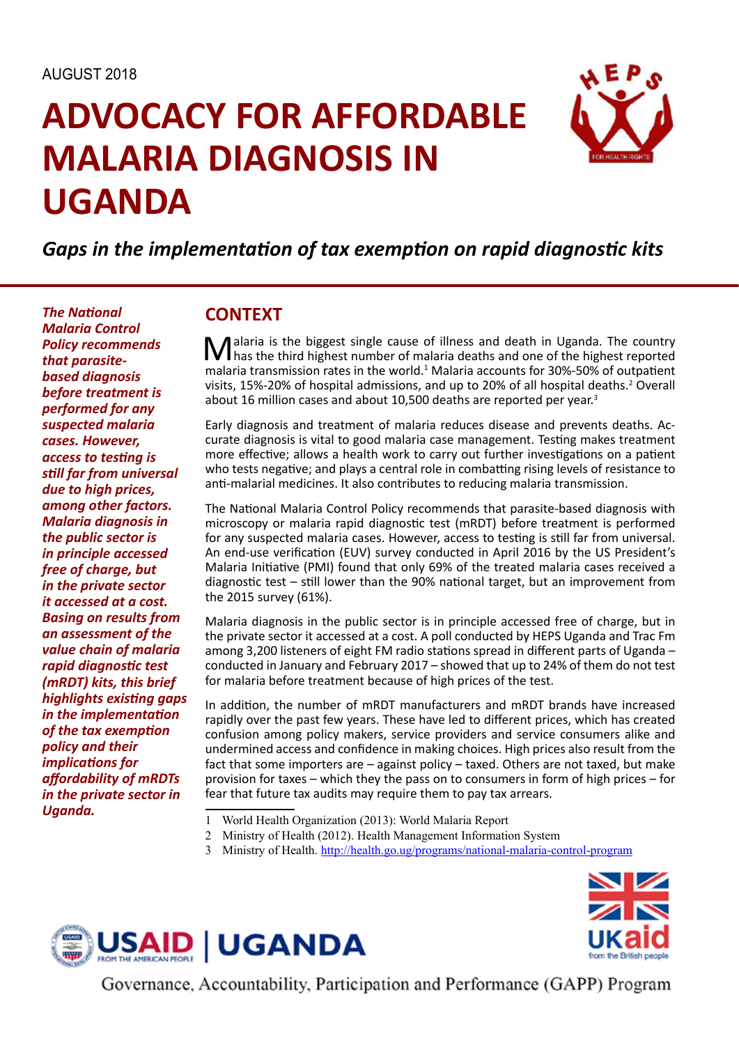AUGUST 2018

# ADVOCACY FOR AFFORDABLE MALARIA DIAGNOSIS IN UGANDA

*Gaps in the implementation of tax exemption on rapid diagnostic kits*

***The National Malaria Control Policy recommends that parasite-based diagnosis before treatment is performed for any suspected malaria cases. However, access to testing is still far from universal due to high prices, among other factors. Malaria diagnosis in the public sector is in principle accessed free of charge, but in the private sector it accessed at a cost. Basing on results from an assessment of the value chain of malaria rapid diagnostic test (mRDT) kits, this brief highlights existing gaps in the implementation of the tax exemption policy and their implications for affordability of mRDTs in the private sector in Uganda.***

## CONTEXT

Malaria is the biggest single cause of illness and death in Uganda. The country has the third highest number of malaria deaths and one of the highest reported malaria transmission rates in the world.[1] Malaria accounts for 30%-50% of outpatient visits, 15%-20% of hospital admissions, and up to 20% of all hospital deaths.[2] Overall about 16 million cases and about 10,500 deaths are reported per year.[3]

Early diagnosis and treatment of malaria reduces disease and prevents deaths. Accurate diagnosis is vital to good malaria case management. Testing makes treatment more effective; allows a health work to carry out further investigations on a patient who tests negative; and plays a central role in combatting rising levels of resistance to anti-malarial medicines. It also contributes to reducing malaria transmission.

The National Malaria Control Policy recommends that parasite-based diagnosis with microscopy or malaria rapid diagnostic test (mRDT) before treatment is performed for any suspected malaria cases. However, access to testing is still far from universal. An end-use verification (EUV) survey conducted in April 2016 by the US President's Malaria Initiative (PMI) found that only 69% of the treated malaria cases received a diagnostic test – still lower than the 90% national target, but an improvement from the 2015 survey (61%).

Malaria diagnosis in the public sector is in principle accessed free of charge, but in the private sector it accessed at a cost. A poll conducted by HEPS Uganda and Trac Fm among 3,200 listeners of eight FM radio stations spread in different parts of Uganda – conducted in January and February 2017 – showed that up to 24% of them do not test for malaria before treatment because of high prices of the test.

In addition, the number of mRDT manufacturers and mRDT brands have increased rapidly over the past few years. These have led to different prices, which has created confusion among policy makers, service providers and service consumers alike and undermined access and confidence in making choices. High prices also result from the fact that some importers are – against policy – taxed. Others are not taxed, but make provision for taxes – which they the pass on to consumers in form of high prices – for fear that future tax audits may require them to pay tax arrears.

1 World Health Organization (2013): World Malaria Report
2 Ministry of Health (2012). Health Management Information System
3 Ministry of Health. http://health.go.ug/programs/national-malaria-control-program

USAID | UGANDA — FROM THE AMERICAN PEOPLE

UKaid from the British people

Governance, Accountability, Participation and Performance (GAPP) Program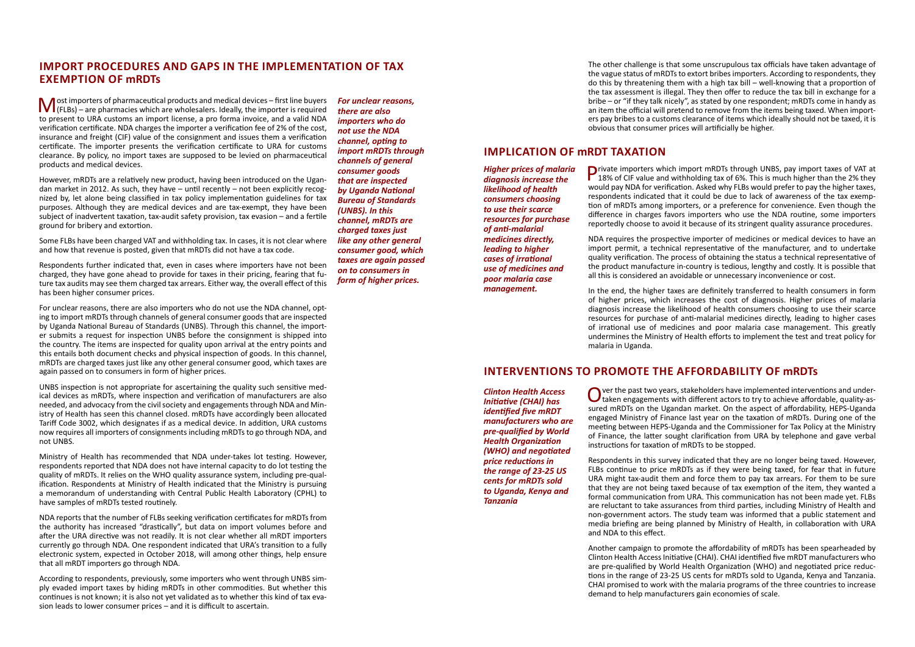## IMPORT PROCEDURES AND GAPS IN THE IMPLEMENTATION OF TAX EXEMPTION OF mRDTs

Most importers of pharmaceutical products and medical devices – first line buyers (FLBs) – are pharmacies which are wholesalers. Ideally, the importer is required to present to URA customs an import license, a pro forma invoice, and a valid NDA verification certificate. NDA charges the importer a verification fee of 2% of the cost, insurance and freight (CIF) value of the consignment and issues them a verification certificate. The importer presents the verification certificate to URA for customs clearance. By policy, no import taxes are supposed to be levied on pharmaceutical products and medical devices.

However, mRDTs are a relatively new product, having been introduced on the Ugandan market in 2012. As such, they have – until recently – not been explicitly recognized by, let alone being classified in tax policy implementation guidelines for tax purposes. Although they are medical devices and are tax-exempt, they have been subject of inadvertent taxation, tax-audit safety provision, tax evasion – and a fertile ground for bribery and extortion.

Some FLBs have been charged VAT and withholding tax. In cases, it is not clear where and how that revenue is posted, given that mRDTs did not have a tax code.

Respondents further indicated that, even in cases where importers have not been charged, they have gone ahead to provide for taxes in their pricing, fearing that future tax audits may see them charged tax arrears. Either way, the overall effect of this has been higher consumer prices.

For unclear reasons, there are also importers who do not use the NDA channel, opting to import mRDTs through channels of general consumer goods that are inspected by Uganda National Bureau of Standards (UNBS). Through this channel, the importer submits a request for inspection UNBS before the consignment is shipped into the country. The items are inspected for quality upon arrival at the entry points and this entails both document checks and physical inspection of goods. In this channel, mRDTs are charged taxes just like any other general consumer good, which taxes are again passed on to consumers in form of higher prices.

*For unclear reasons, there are also importers who do not use the NDA channel, opting to import mRDTs through channels of general consumer goods that are inspected by Uganda National Bureau of Standards (UNBS). In this channel, mRDTs are charged taxes just like any other general consumer good, which taxes are again passed on to consumers in form of higher prices.*

UNBS inspection is not appropriate for ascertaining the quality such sensitive medical devices as mRDTs, where inspection and verification of manufacturers are also needed, and advocacy from the civil society and engagements through NDA and Ministry of Health has seen this channel closed. mRDTs have accordingly been allocated Tariff Code 3002, which designates if as a medical device. In addition, URA customs now requires all importers of consignments including mRDTs to go through NDA, and not UNBS.

Ministry of Health has recommended that NDA under-takes lot testing. However, respondents reported that NDA does not have internal capacity to do lot testing the quality of mRDTs. It relies on the WHO quality assurance system, including pre-qualification. Respondents at Ministry of Health indicated that the Ministry is pursuing a memorandum of understanding with Central Public Health Laboratory (CPHL) to have samples of mRDTs tested routinely.

NDA reports that the number of FLBs seeking verification certificates for mRDTs from the authority has increased "drastically", but data on import volumes before and after the URA directive was not readily. It is not clear whether all mRDT importers currently go through NDA. One respondent indicated that URA's transition to a fully electronic system, expected in October 2018, will among other things, help ensure that all mRDT importers go through NDA.

According to respondents, previously, some importers who went through UNBS simply evaded import taxes by hiding mRDTs in other commodities. But whether this continues is not known; it is also not yet validated as to whether this kind of tax evasion leads to lower consumer prices – and it is difficult to ascertain.

The other challenge is that some unscrupulous tax officials have taken advantage of the vague status of mRDTs to extort bribes importers. According to respondents, they do this by threatening them with a high tax bill – well-knowing that a proportion of the tax assessment is illegal. They then offer to reduce the tax bill in exchange for a bribe – or "if they talk nicely", as stated by one respondent; mRDTs come in handy as an item the official will pretend to remove from the items being taxed. When importers pay bribes to a customs clearance of items which ideally should not be taxed, it is obvious that consumer prices will artificially be higher.

## IMPLICATION OF mRDT TAXATION

*Higher prices of malaria diagnosis increase the likelihood of health consumers choosing to use their scarce resources for purchase of anti-malarial medicines directly, leading to higher cases of irrational use of medicines and poor malaria case management.*

Private importers which import mRDTs through UNBS, pay import taxes of VAT at 18% of CIF value and withholding tax of 6%. This is much higher than the 2% they would pay NDA for verification. Asked why FLBs would prefer to pay the higher taxes, respondents indicated that it could be due to lack of awareness of the tax exemption of mRDTs among importers, or a preference for convenience. Even though the difference in charges favors importers who use the NDA routine, some importers reportedly choose to avoid it because of its stringent quality assurance procedures.

NDA requires the prospective importer of medicines or medical devices to have an import permit, a technical representative of the manufacturer, and to undertake quality verification. The process of obtaining the status a technical representative of the product manufacture in-country is tedious, lengthy and costly. It is possible that all this is considered an avoidable or unnecessary inconvenience or cost.

In the end, the higher taxes are definitely transferred to health consumers in form of higher prices, which increases the cost of diagnosis. Higher prices of malaria diagnosis increase the likelihood of health consumers choosing to use their scarce resources for purchase of anti-malarial medicines directly, leading to higher cases of irrational use of medicines and poor malaria case management. This greatly undermines the Ministry of Health efforts to implement the test and treat policy for malaria in Uganda.

## INTERVENTIONS TO PROMOTE THE AFFORDABILITY OF mRDTs

*Clinton Health Access Initiative (CHAI) has identified five mRDT manufacturers who are pre-qualified by World Health Organization (WHO) and negotiated price reductions in the range of 23-25 US cents for mRDTs sold to Uganda, Kenya and Tanzania*

Over the past two years, stakeholders have implemented interventions and undertaken engagements with different actors to try to achieve affordable, quality-assured mRDTs on the Ugandan market. On the aspect of affordability, HEPS-Uganda engaged Ministry of Finance last year on the taxation of mRDTs. During one of the meeting between HEPS-Uganda and the Commissioner for Tax Policy at the Ministry of Finance, the latter sought clarification from URA by telephone and gave verbal instructions for taxation of mRDTs to be stopped.

Respondents in this survey indicated that they are no longer being taxed. However, FLBs continue to price mRDTs as if they were being taxed, for fear that in future URA might tax-audit them and force them to pay tax arrears. For them to be sure that they are not being taxed because of tax exemption of the item, they wanted a formal communication from URA. This communication has not been made yet. FLBs are reluctant to take assurances from third parties, including Ministry of Health and non-government actors. The study team was informed that a public statement and media briefing are being planned by Ministry of Health, in collaboration with URA and NDA to this effect.

Another campaign to promote the affordability of mRDTs has been spearheaded by Clinton Health Access Initiative (CHAI). CHAI identified five mRDT manufacturers who are pre-qualified by World Health Organization (WHO) and negotiated price reductions in the range of 23-25 US cents for mRDTs sold to Uganda, Kenya and Tanzania. CHAI promised to work with the malaria programs of the three countries to increase demand to help manufacturers gain economies of scale.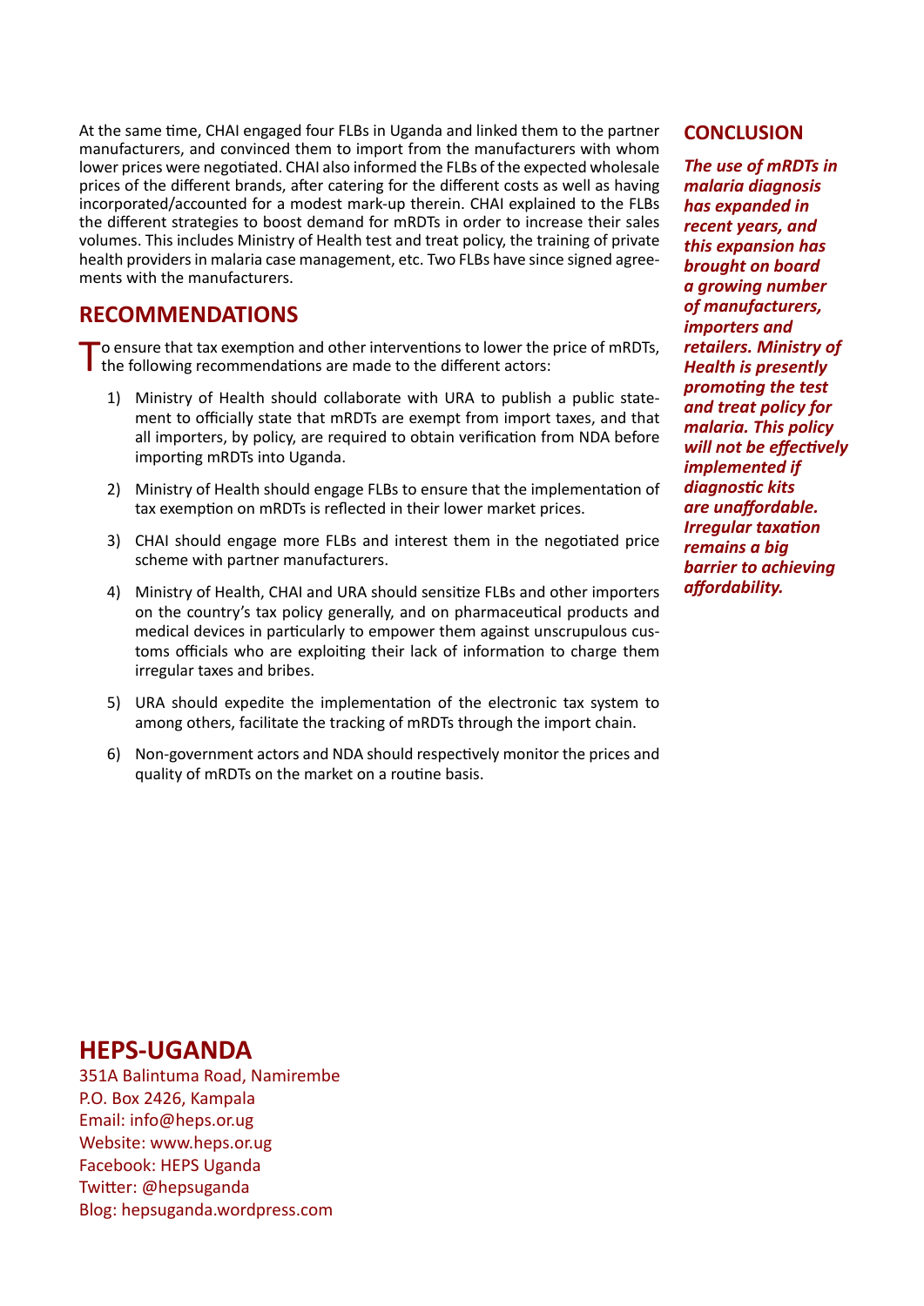At the same time, CHAI engaged four FLBs in Uganda and linked them to the partner manufacturers, and convinced them to import from the manufacturers with whom lower prices were negotiated. CHAI also informed the FLBs of the expected wholesale prices of the different brands, after catering for the different costs as well as having incorporated/accounted for a modest mark-up therein. CHAI explained to the FLBs the different strategies to boost demand for mRDTs in order to increase their sales volumes. This includes Ministry of Health test and treat policy, the training of private health providers in malaria case management, etc. Two FLBs have since signed agreements with the manufacturers.

## RECOMMENDATIONS

To ensure that tax exemption and other interventions to lower the price of mRDTs, the following recommendations are made to the different actors:

1) Ministry of Health should collaborate with URA to publish a public statement to officially state that mRDTs are exempt from import taxes, and that all importers, by policy, are required to obtain verification from NDA before importing mRDTs into Uganda.

2) Ministry of Health should engage FLBs to ensure that the implementation of tax exemption on mRDTs is reflected in their lower market prices.

3) CHAI should engage more FLBs and interest them in the negotiated price scheme with partner manufacturers.

4) Ministry of Health, CHAI and URA should sensitize FLBs and other importers on the country's tax policy generally, and on pharmaceutical products and medical devices in particularly to empower them against unscrupulous customs officials who are exploiting their lack of information to charge them irregular taxes and bribes.

5) URA should expedite the implementation of the electronic tax system to among others, facilitate the tracking of mRDTs through the import chain.

6) Non-government actors and NDA should respectively monitor the prices and quality of mRDTs on the market on a routine basis.

## CONCLUSION

***The use of mRDTs in malaria diagnosis has expanded in recent years, and this expansion has brought on board a growing number of manufacturers, importers and retailers. Ministry of Health is presently promoting the test and treat policy for malaria. This policy will not be effectively implemented if diagnostic kits are unaffordable. Irregular taxation remains a big barrier to achieving affordability.***

## HEPS-UGANDA

351A Balintuma Road, Namirembe
P.O. Box 2426, Kampala
Email: info@heps.or.ug
Website: www.heps.or.ug
Facebook: HEPS Uganda
Twitter: @hepsuganda
Blog: hepsuganda.wordpress.com